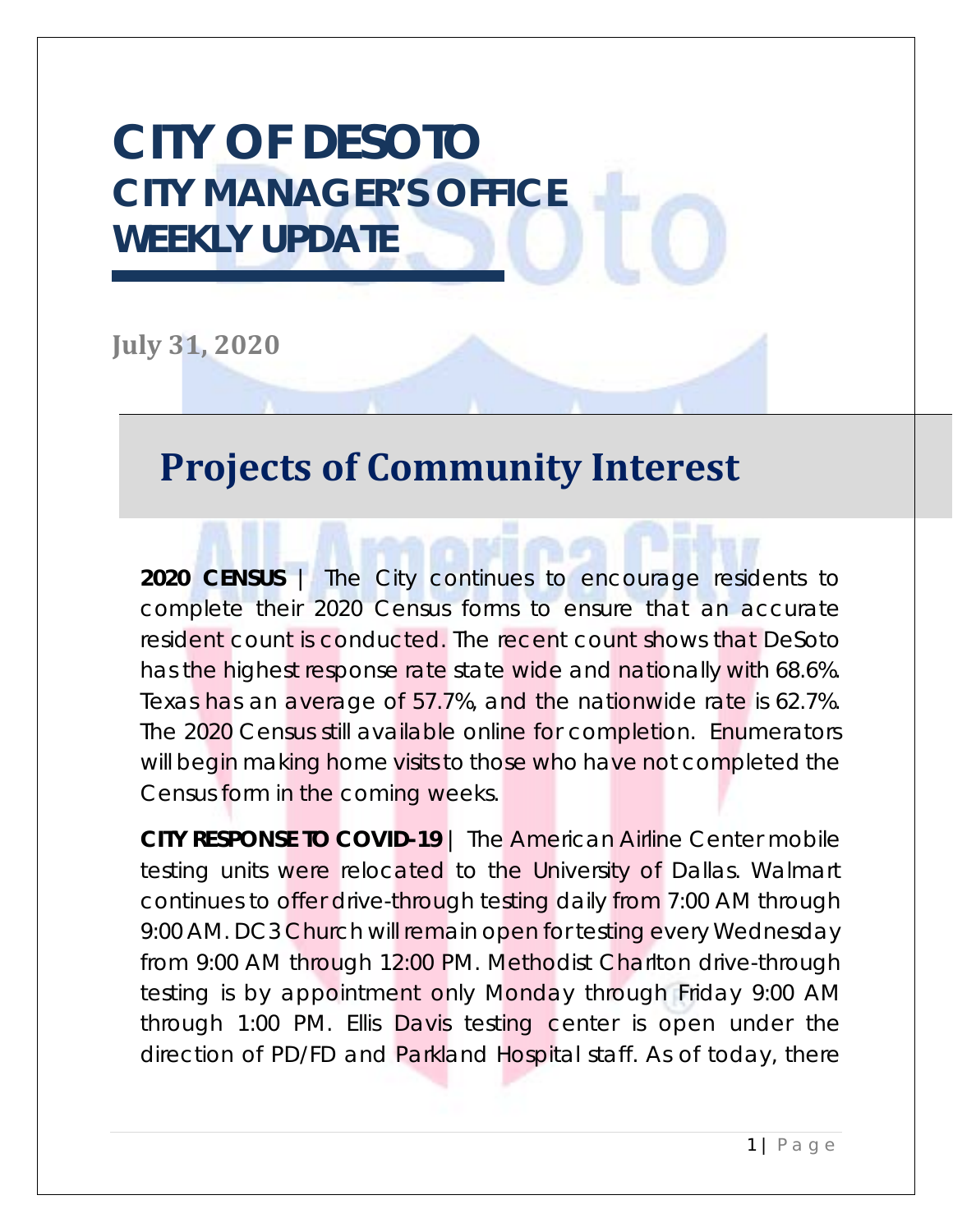# CITY OF DESOTO
## CITY MANAGER'S OFFICE WEEKLY UPDATE

**July 31, 2020**

## Projects of Community Interest

**2020 CENSUS** | The City continues to encourage residents to complete their 2020 Census forms to ensure that an accurate resident count is conducted. The recent count shows that DeSoto has the highest response rate state wide and nationally with 68.6%. Texas has an average of 57.7%, and the nationwide rate is 62.7%. The 2020 Census still available online for completion. Enumerators will begin making home visits to those who have not completed the Census form in the coming weeks.

**CITY RESPONSE TO COVID-19** | The American Airline Center mobile testing units were relocated to the University of Dallas. Walmart continues to offer drive-through testing daily from 7:00 AM through 9:00 AM. DC3 Church will remain open for testing every Wednesday from 9:00 AM through 12:00 PM. Methodist Charlton drive-through testing is by appointment only Monday through Friday 9:00 AM through 1:00 PM. Ellis Davis testing center is open under the direction of PD/FD and Parkland Hospital staff. As of today, there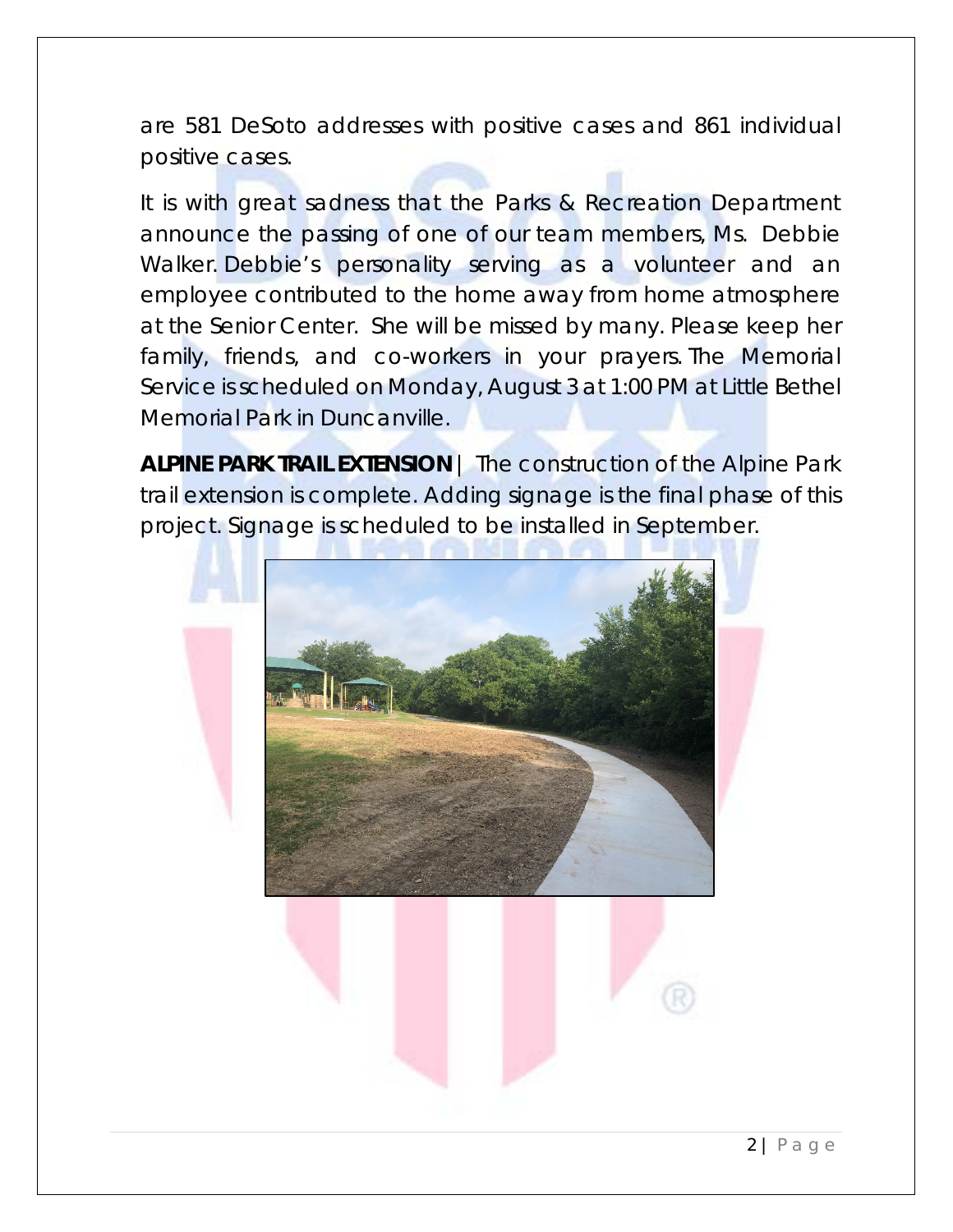are 581 DeSoto addresses with positive cases and 861 individual positive cases.

It is with great sadness that the Parks & Recreation Department announce the passing of one of our team members, Ms. Debbie Walker. Debbie's personality serving as a volunteer and an employee contributed to the home away from home atmosphere at the Senior Center. She will be missed by many. Please keep her family, friends, and co-workers in your prayers. The Memorial Service is scheduled on Monday, August 3 at 1:00 PM at Little Bethel Memorial Park in Duncanville.

**ALPINE PARK TRAIL EXTENSION** | The construction of the Alpine Park trail extension is complete. Adding signage is the final phase of this project. Signage is scheduled to be installed in September.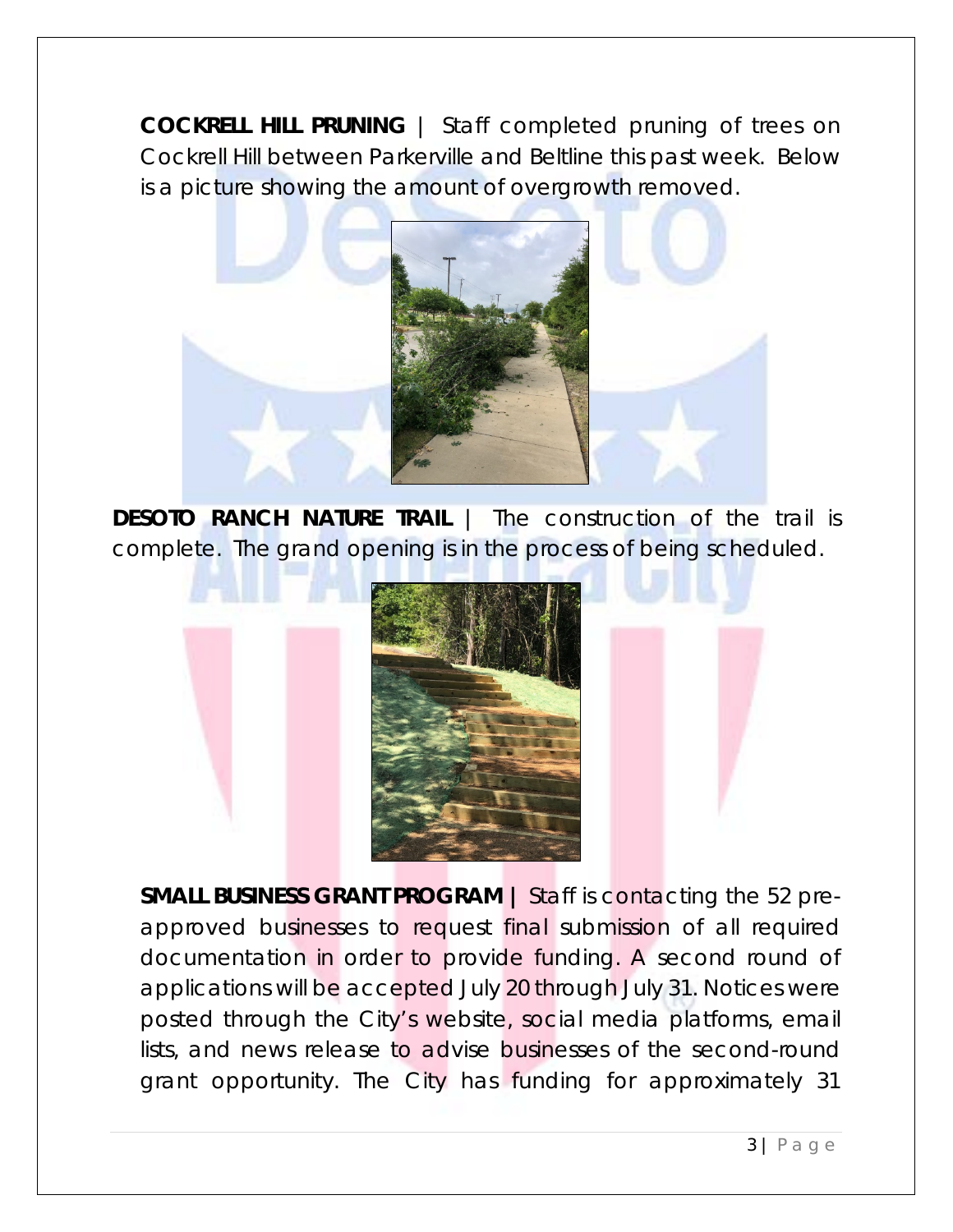**COCKRELL HILL PRUNING** | Staff completed pruning of trees on Cockrell Hill between Parkerville and Beltline this past week. Below is a picture showing the amount of overgrowth removed.

**DESOTO RANCH NATURE TRAIL** | The construction of the trail is complete. The grand opening is in the process of being scheduled.

**SMALL BUSINESS GRANT PROGRAM |** Staff is contacting the 52 pre-approved businesses to request final submission of all required documentation in order to provide funding. A second round of applications will be accepted July 20 through July 31. Notices were posted through the City's website, social media platforms, email lists, and news release to advise businesses of the second-round grant opportunity. The City has funding for approximately 31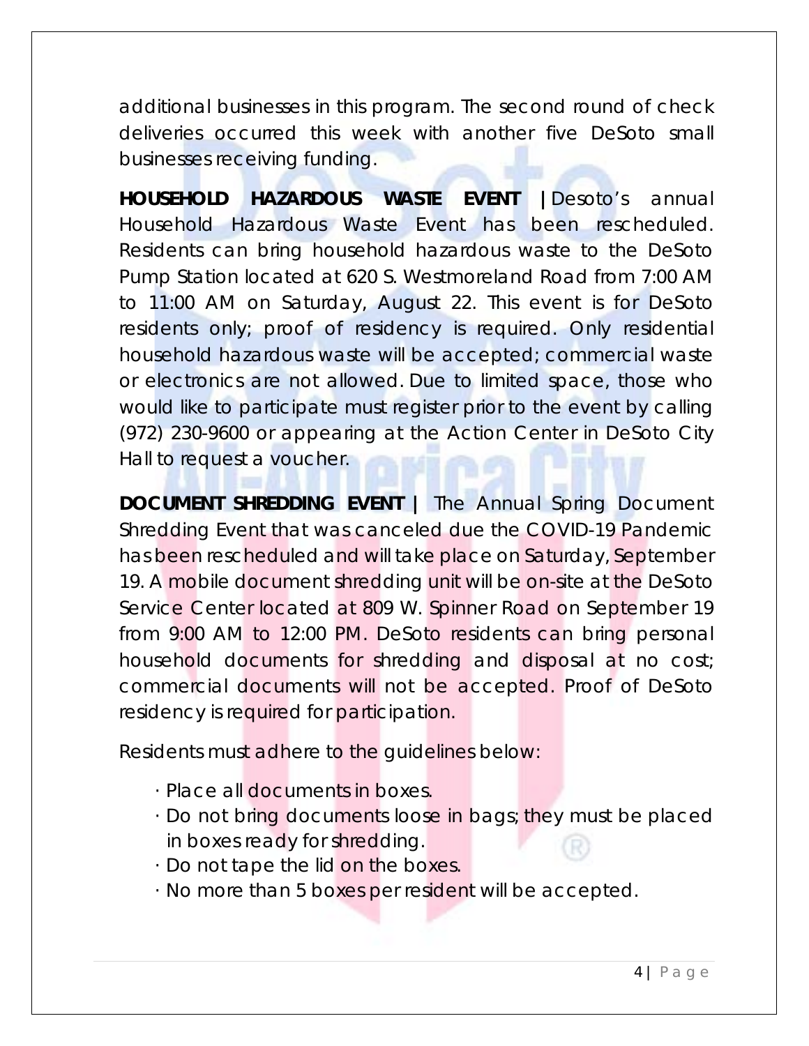additional businesses in this program. The second round of check deliveries occurred this week with another five DeSoto small businesses receiving funding.

**HOUSEHOLD HAZARDOUS WASTE EVENT |** Desoto's annual Household Hazardous Waste Event has been rescheduled. Residents can bring household hazardous waste to the DeSoto Pump Station located at 620 S. Westmoreland Road from 7:00 AM to 11:00 AM on Saturday, August 22. This event is for DeSoto residents only; proof of residency is required. Only residential household hazardous waste will be accepted; commercial waste or electronics are not allowed. Due to limited space, those who would like to participate must register prior to the event by calling (972) 230-9600 or appearing at the Action Center in DeSoto City Hall to request a voucher.

**DOCUMENT SHREDDING EVENT |** The Annual Spring Document Shredding Event that was canceled due the COVID-19 Pandemic has been rescheduled and will take place on Saturday, September 19. A mobile document shredding unit will be on-site at the DeSoto Service Center located at 809 W. Spinner Road on September 19 from 9:00 AM to 12:00 PM. DeSoto residents can bring personal household documents for shredding and disposal at no cost; commercial documents will not be accepted. Proof of DeSoto residency is required for participation.

Residents must adhere to the guidelines below:

- Place all documents in boxes.
- Do not bring documents loose in bags; they must be placed in boxes ready for shredding.
- Do not tape the lid on the boxes.
- No more than 5 boxes per resident will be accepted.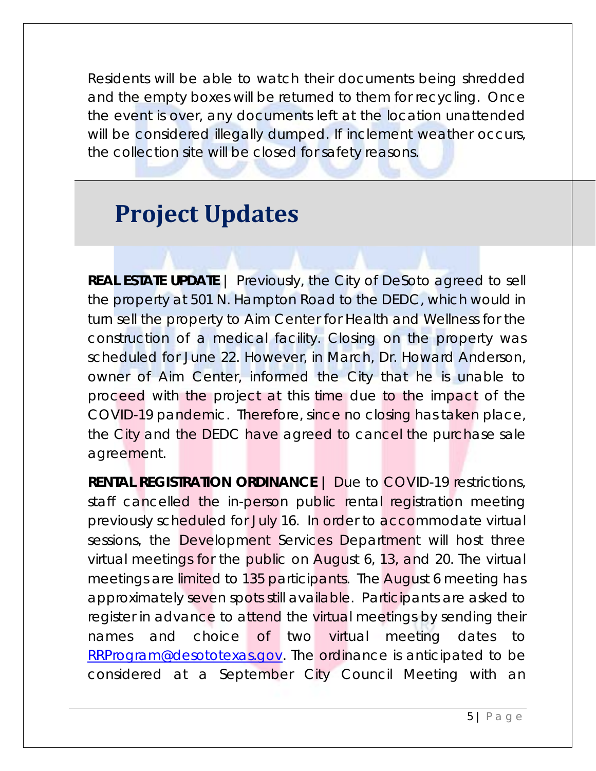Residents will be able to watch their documents being shredded and the empty boxes will be returned to them for recycling. Once the event is over, any documents left at the location unattended will be considered illegally dumped. If inclement weather occurs, the collection site will be closed for safety reasons.

# Project Updates

**REAL ESTATE UPDATE |** Previously, the City of DeSoto agreed to sell the property at 501 N. Hampton Road to the DEDC, which would in turn sell the property to Aim Center for Health and Wellness for the construction of a medical facility. Closing on the property was scheduled for June 22. However, in March, Dr. Howard Anderson, owner of Aim Center, informed the City that he is unable to proceed with the project at this time due to the impact of the COVID-19 pandemic. Therefore, since no closing has taken place, the City and the DEDC have agreed to cancel the purchase sale agreement.

**RENTAL REGISTRATION ORDINANCE |** Due to COVID-19 restrictions, staff cancelled the in-person public rental registration meeting previously scheduled for July 16. In order to accommodate virtual sessions, the Development Services Department will host three virtual meetings for the public on August 6, 13, and 20. The virtual meetings are limited to 135 participants. The August 6 meeting has approximately seven spots still available. Participants are asked to register in advance to attend the virtual meetings by sending their names and choice of two virtual meeting dates to [RRProgram@desototexas.gov](mailto:RRProgram@desototexas.gov). The ordinance is anticipated to be considered at a September City Council Meeting with an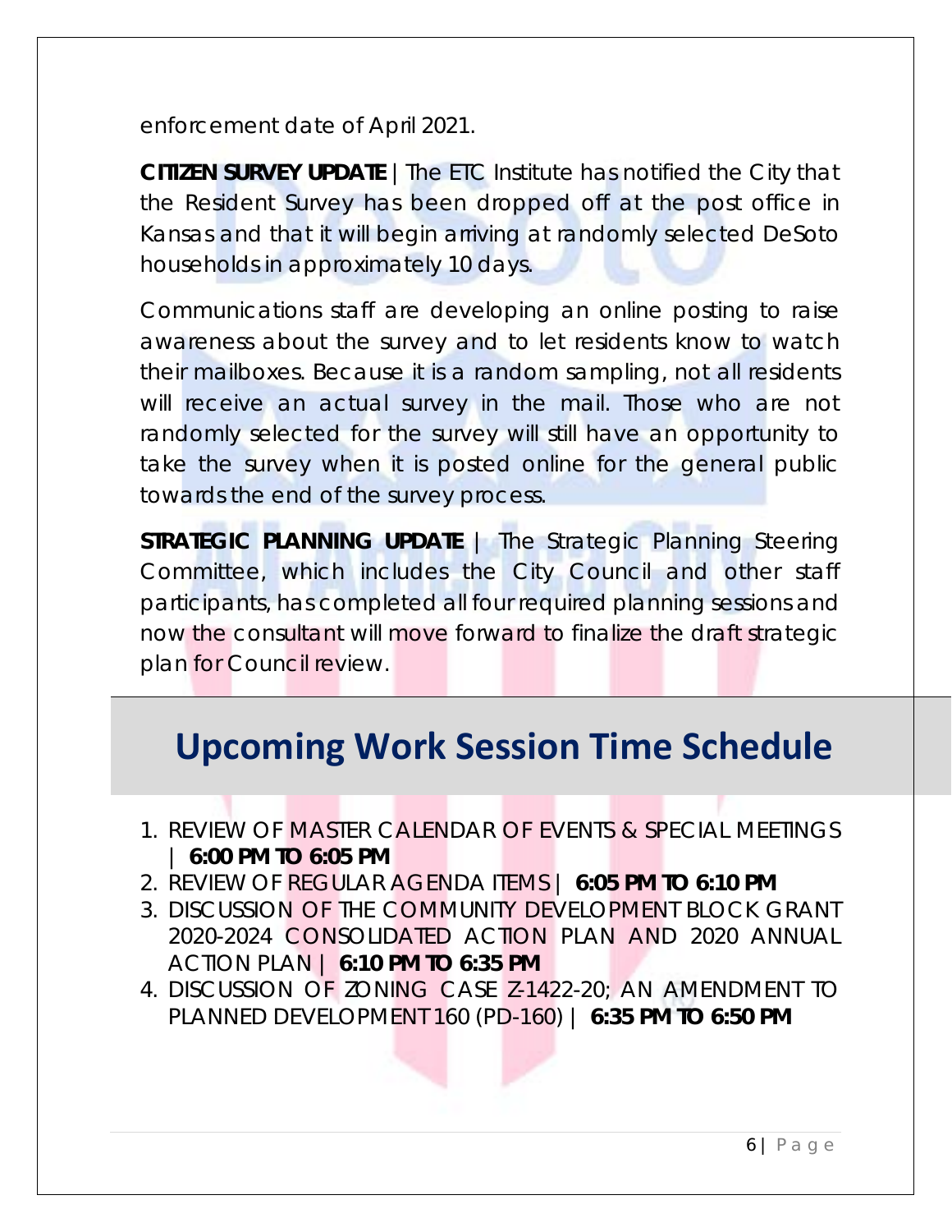enforcement date of April 2021.

**CITIZEN SURVEY UPDATE** | The ETC Institute has notified the City that the Resident Survey has been dropped off at the post office in Kansas and that it will begin arriving at randomly selected DeSoto households in approximately 10 days.

Communications staff are developing an online posting to raise awareness about the survey and to let residents know to watch their mailboxes. Because it is a random sampling, not all residents will receive an actual survey in the mail. Those who are not randomly selected for the survey will still have an opportunity to take the survey when it is posted online for the general public towards the end of the survey process.

**STRATEGIC PLANNING UPDATE** | The Strategic Planning Steering Committee, which includes the City Council and other staff participants, has completed all four required planning sessions and now the consultant will move forward to finalize the draft strategic plan for Council review.

## Upcoming Work Session Time Schedule

1. REVIEW OF MASTER CALENDAR OF EVENTS & SPECIAL MEETINGS | **6:00 PM TO 6:05 PM**
2. REVIEW OF REGULAR AGENDA ITEMS | **6:05 PM TO 6:10 PM**
3. DISCUSSION OF THE COMMUNITY DEVELOPMENT BLOCK GRANT 2020-2024 CONSOLIDATED ACTION PLAN AND 2020 ANNUAL ACTION PLAN | **6:10 PM TO 6:35 PM**
4. DISCUSSION OF ZONING CASE Z-1422-20; AN AMENDMENT TO PLANNED DEVELOPMENT 160 (PD-160) | **6:35 PM TO 6:50 PM**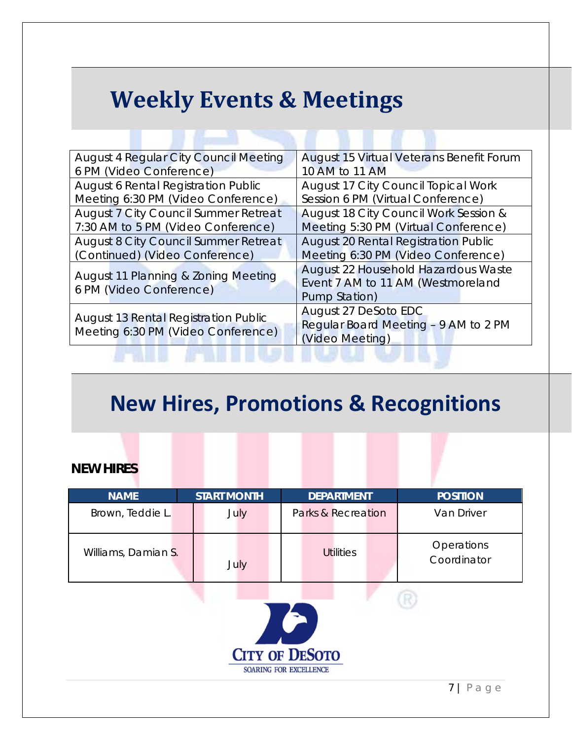# Weekly Events & Meetings

| | |
|---|---|
| August 4 Regular City Council Meeting 6 PM (Video Conference) | August 15 Virtual Veterans Benefit Forum 10 AM to 11 AM |
| August 6 Rental Registration Public Meeting 6:30 PM (Video Conference) | August 17 City Council Topical Work Session 6 PM (Virtual Conference) |
| August 7 City Council Summer Retreat 7:30 AM to 5 PM (Video Conference) | August 18 City Council Work Session & Meeting 5:30 PM (Virtual Conference) |
| August 8 City Council Summer Retreat (Continued) (Video Conference) | August 20 Rental Registration Public Meeting 6:30 PM (Video Conference) |
| August 11 Planning & Zoning Meeting 6 PM (Video Conference) | August 22 Household Hazardous Waste Event 7 AM to 11 AM (Westmoreland Pump Station) |
| August 13 Rental Registration Public Meeting 6:30 PM (Video Conference) | August 27 DeSoto EDC Regular Board Meeting – 9 AM to 2 PM (Video Meeting) |

# New Hires, Promotions & Recognitions

**NEW HIRES**

| NAME | START MONTH | DEPARTMENT | POSITION |
|---|---|---|---|
| Brown, Teddie L. | July | Parks & Recreation | Van Driver |
| Williams, Damian S. | July | Utilities | Operations Coordinator |

CITY OF DESOTO
SOARING FOR EXCELLENCE